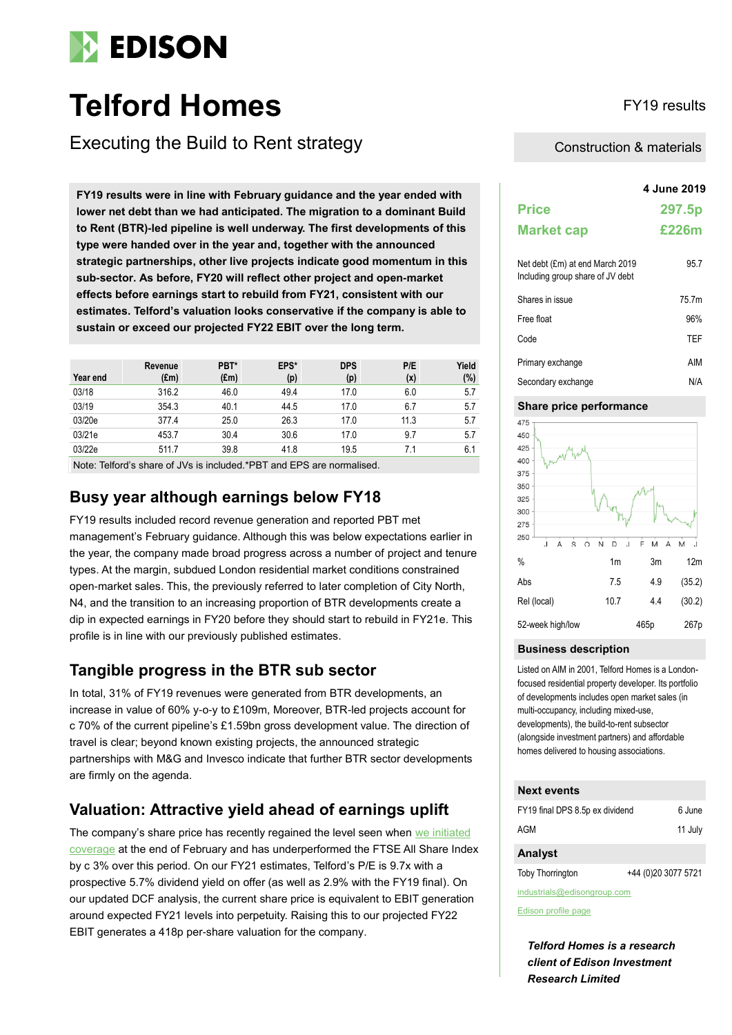# Telford Homes

FY19 results

## Executing the Build to Rent strategy

Construction & materials

**FY19 results were in line with February guidance and the year ended with lower net debt than we had anticipated. The migration to a dominant Build to Rent (BTR)-led pipeline is well underway. The first developments of this type were handed over in the year and, together with the announced strategic partnerships, other live projects indicate good momentum in this sub-sector. As before, FY20 will reflect other project and open-market effects before earnings start to rebuild from FY21, consistent with our estimates. Telford's valuation looks conservative if the company is able to sustain or exceed our projected FY22 EBIT over the long term.**

| Year end | Revenue (£m) | PBT* (£m) | EPS* (p) | DPS (p) | P/E (x) | Yield (%) |
|---|---|---|---|---|---|---|
| 03/18 | 316.2 | 46.0 | 49.4 | 17.0 | 6.0 | 5.7 |
| 03/19 | 354.3 | 40.1 | 44.5 | 17.0 | 6.7 | 5.7 |
| 03/20e | 377.4 | 25.0 | 26.3 | 17.0 | 11.3 | 5.7 |
| 03/21e | 453.7 | 30.4 | 30.6 | 17.0 | 9.7 | 5.7 |
| 03/22e | 511.7 | 39.8 | 41.8 | 19.5 | 7.1 | 6.1 |

Note: Telford's share of JVs is included.*PBT and EPS are normalised.

## Busy year although earnings below FY18

FY19 results included record revenue generation and reported PBT met management's February guidance. Although this was below expectations earlier in the year, the company made broad progress across a number of project and tenure types. At the margin, subdued London residential market conditions constrained open-market sales. This, the previously referred to later completion of City North, N4, and the transition to an increasing proportion of BTR developments create a dip in expected earnings in FY20 before they should start to rebuild in FY21e. This profile is in line with our previously published estimates.

## Tangible progress in the BTR sub sector

In total, 31% of FY19 revenues were generated from BTR developments, an increase in value of 60% y-o-y to £109m, Moreover, BTR-led projects account for c 70% of the current pipeline's £1.59bn gross development value. The direction of travel is clear; beyond known existing projects, the announced strategic partnerships with M&G and Invesco indicate that further BTR sector developments are firmly on the agenda.

## Valuation: Attractive yield ahead of earnings uplift

The company's share price has recently regained the level seen when we initiated coverage at the end of February and has underperformed the FTSE All Share Index by c 3% over this period. On our FY21 estimates, Telford's P/E is 9.7x with a prospective 5.7% dividend yield on offer (as well as 2.9% with the FY19 final). On our updated DCF analysis, the current share price is equivalent to EBIT generation around expected FY21 levels into perpetuity. Raising this to our projected FY22 EBIT generates a 418p per-share valuation for the company.

**4 June 2019**

| | |
|---|---|
| **Price** | **297.5p** |
| **Market cap** | **£226m** |

| | |
|---|---|
| Net debt (£m) at end March 2019 Including group share of JV debt | 95.7 |
| Shares in issue | 75.7m |
| Free float | 96% |
| Code | TEF |
| Primary exchange | AIM |
| Secondary exchange | N/A |

### Share price performance

| % | 1m | 3m | 12m |
|---|---|---|---|
| Abs | 7.5 | 4.9 | (35.2) |
| Rel (local) | 10.7 | 4.4 | (30.2) |
| 52-week high/low | | 465p | 267p |

### Business description

Listed on AIM in 2001, Telford Homes is a London-focused residential property developer. Its portfolio of developments includes open market sales (in multi-occupancy, including mixed-use, developments), the build-to-rent subsector (alongside investment partners) and affordable homes delivered to housing associations.

### Next events

| | |
|---|---|
| FY19 final DPS 8.5p ex dividend | 6 June |
| AGM | 11 July |

### Analyst

Toby Thorrington +44 (0)20 3077 5721

industrials@edisongroup.com

Edison profile page

***Telford Homes is a research client of Edison Investment Research Limited***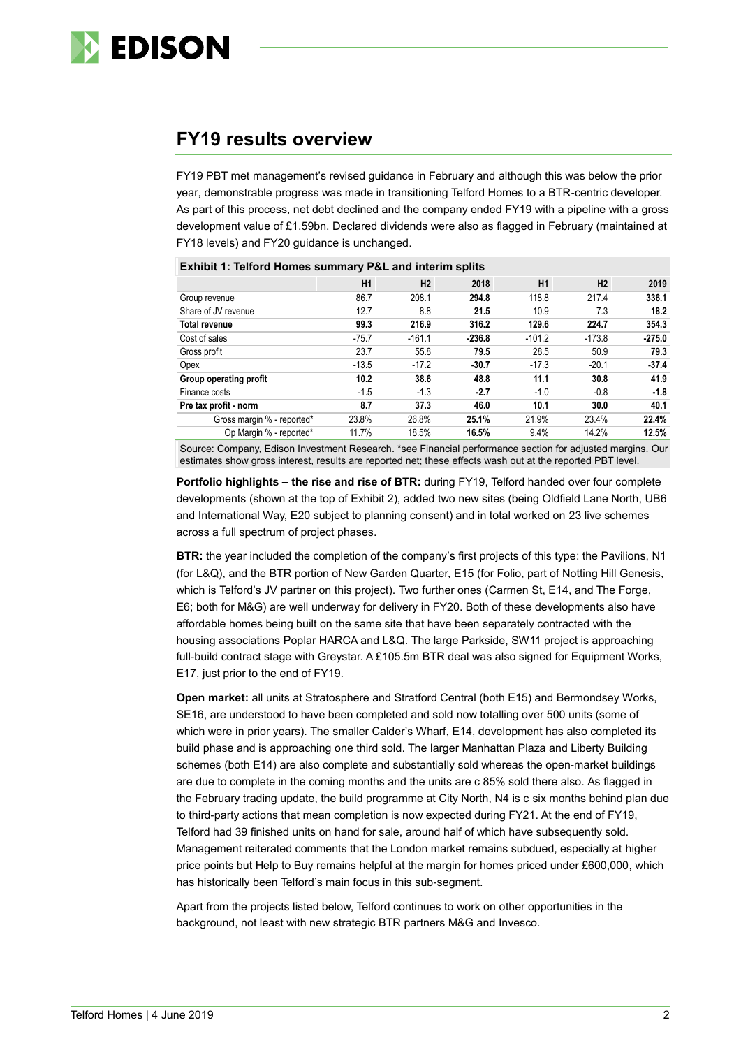## FY19 results overview

FY19 PBT met management's revised guidance in February and although this was below the prior year, demonstrable progress was made in transitioning Telford Homes to a BTR-centric developer. As part of this process, net debt declined and the company ended FY19 with a pipeline with a gross development value of £1.59bn. Declared dividends were also as flagged in February (maintained at FY18 levels) and FY20 guidance is unchanged.

**Exhibit 1: Telford Homes summary P&L and interim splits**

| | H1 | H2 | 2018 | H1 | H2 | 2019 |
|---|---|---|---|---|---|---|
| Group revenue | 86.7 | 208.1 | **294.8** | 118.8 | 217.4 | **336.1** |
| Share of JV revenue | 12.7 | 8.8 | **21.5** | 10.9 | 7.3 | **18.2** |
| **Total revenue** | **99.3** | **216.9** | **316.2** | **129.6** | **224.7** | **354.3** |
| Cost of sales | -75.7 | -161.1 | **-236.8** | -101.2 | -173.8 | **-275.0** |
| Gross profit | 23.7 | 55.8 | **79.5** | 28.5 | 50.9 | **79.3** |
| Opex | -13.5 | -17.2 | **-30.7** | -17.3 | -20.1 | **-37.4** |
| **Group operating profit** | **10.2** | **38.6** | **48.8** | **11.1** | **30.8** | **41.9** |
| Finance costs | -1.5 | -1.3 | **-2.7** | -1.0 | -0.8 | **-1.8** |
| **Pre tax profit - norm** | **8.7** | **37.3** | **46.0** | **10.1** | **30.0** | **40.1** |
| Gross margin % - reported* | 23.8% | 26.8% | **25.1%** | 21.9% | 23.4% | **22.4%** |
| Op Margin % - reported* | 11.7% | 18.5% | **16.5%** | 9.4% | 14.2% | **12.5%** |

Source: Company, Edison Investment Research. *see Financial performance section for adjusted margins. Our estimates show gross interest, results are reported net; these effects wash out at the reported PBT level.

**Portfolio highlights – the rise and rise of BTR:** during FY19, Telford handed over four complete developments (shown at the top of Exhibit 2), added two new sites (being Oldfield Lane North, UB6 and International Way, E20 subject to planning consent) and in total worked on 23 live schemes across a full spectrum of project phases.

**BTR:** the year included the completion of the company's first projects of this type: the Pavilions, N1 (for L&Q), and the BTR portion of New Garden Quarter, E15 (for Folio, part of Notting Hill Genesis, which is Telford's JV partner on this project). Two further ones (Carmen St, E14, and The Forge, E6; both for M&G) are well underway for delivery in FY20. Both of these developments also have affordable homes being built on the same site that have been separately contracted with the housing associations Poplar HARCA and L&Q. The large Parkside, SW11 project is approaching full-build contract stage with Greystar. A £105.5m BTR deal was also signed for Equipment Works, E17, just prior to the end of FY19.

**Open market:** all units at Stratosphere and Stratford Central (both E15) and Bermondsey Works, SE16, are understood to have been completed and sold now totalling over 500 units (some of which were in prior years). The smaller Calder's Wharf, E14, development has also completed its build phase and is approaching one third sold. The larger Manhattan Plaza and Liberty Building schemes (both E14) are also complete and substantially sold whereas the open-market buildings are due to complete in the coming months and the units are c 85% sold there also. As flagged in the February trading update, the build programme at City North, N4 is c six months behind plan due to third-party actions that mean completion is now expected during FY21. At the end of FY19, Telford had 39 finished units on hand for sale, around half of which have subsequently sold. Management reiterated comments that the London market remains subdued, especially at higher price points but Help to Buy remains helpful at the margin for homes priced under £600,000, which has historically been Telford's main focus in this sub-segment.

Apart from the projects listed below, Telford continues to work on other opportunities in the background, not least with new strategic BTR partners M&G and Invesco.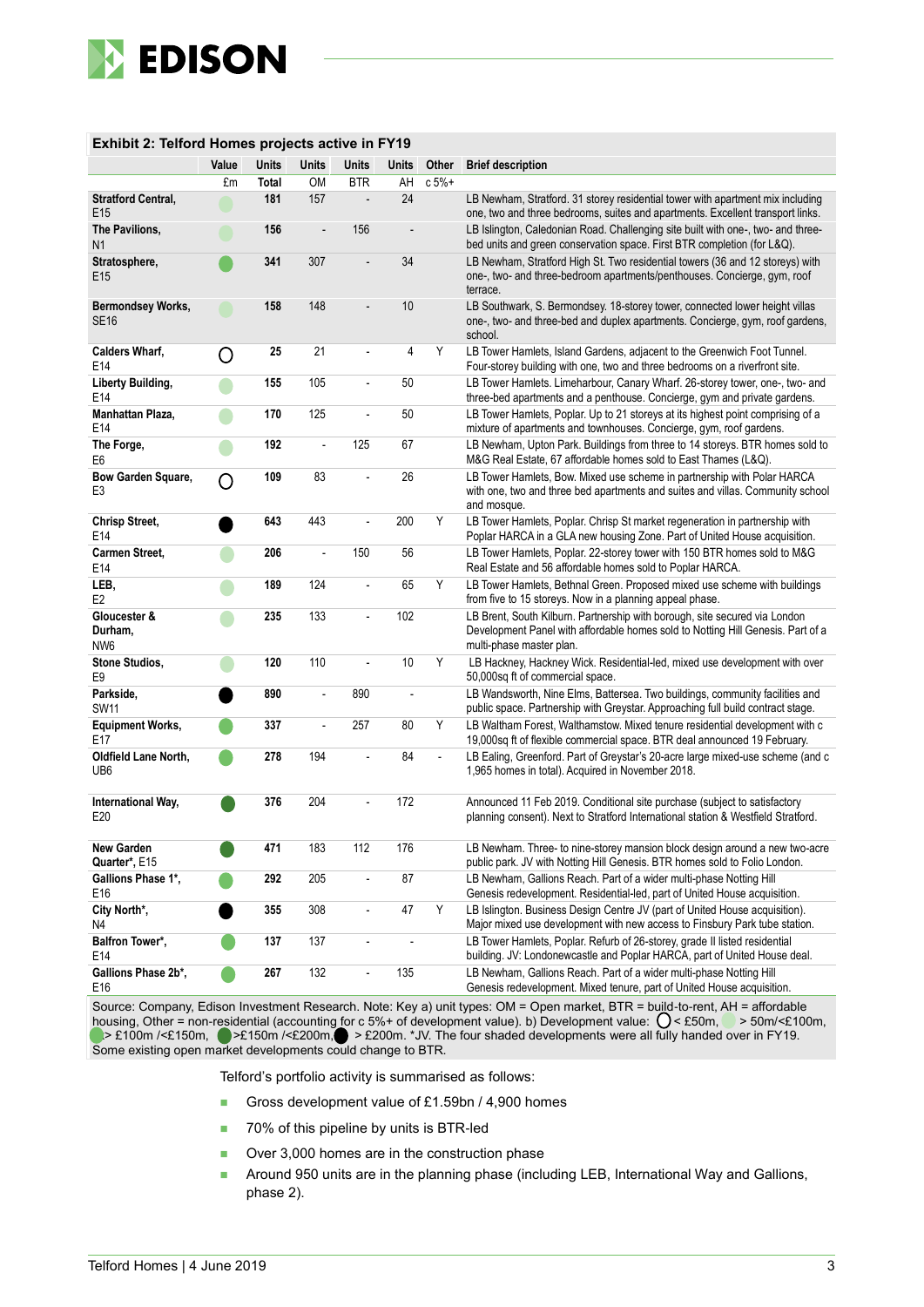**Exhibit 2: Telford Homes projects active in FY19**

| | Value | Units | Units | Units | Units | Other | Brief description |
|---|---|---|---|---|---|---|---|
| | £m | Total | OM | BTR | AH | c 5%+ | |
| **Stratford Central,** E15 | ● (50m/<£100m) | **181** | 157 | - | 24 | | LB Newham, Stratford. 31 storey residential tower with apartment mix including one, two and three bedrooms, suites and apartments. Excellent transport links. |
| **The Pavilions,** N1 | ● (50m/<£100m) | **156** | - | 156 | - | | LB Islington, Caledonian Road. Challenging site built with one-, two- and three-bed units and green conservation space. First BTR completion (for L&Q). |
| **Stratosphere,** E15 | ● (> £100m/<£150m) | **341** | 307 | - | 34 | | LB Newham, Stratford High St. Two residential towers (36 and 12 storeys) with one-, two- and three-bedroom apartments/penthouses. Concierge, gym, roof terrace. |
| **Bermondsey Works,** SE16 | ● (50m/<£100m) | **158** | 148 | - | 10 | | LB Southwark, S. Bermondsey. 18-storey tower, connected lower height villas one-, two- and three-bed and duplex apartments. Concierge, gym, roof gardens, school. |
| **Calders Wharf,** E14 | ○ (< £50m) | **25** | 21 | - | 4 | Y | LB Tower Hamlets, Island Gardens, adjacent to the Greenwich Foot Tunnel. Four-storey building with one, two and three bedrooms on a riverfront site. |
| **Liberty Building,** E14 | ● (50m/<£100m) | **155** | 105 | - | 50 | | LB Tower Hamlets. Limeharbour, Canary Wharf. 26-storey tower, one-, two- and three-bed apartments and a penthouse. Concierge, gym and private gardens. |
| **Manhattan Plaza,** E14 | ● (50m/<£100m) | **170** | 125 | - | 50 | | LB Tower Hamlets, Poplar. Up to 21 storeys at its highest point comprising of a mixture of apartments and townhouses. Concierge, gym, roof gardens. |
| **The Forge,** E6 | ● (50m/<£100m) | **192** | - | 125 | 67 | | LB Newham, Upton Park. Buildings from three to 14 storeys. BTR homes sold to M&G Real Estate, 67 affordable homes sold to East Thames (L&Q). |
| **Bow Garden Square,** E3 | ○ (< £50m) | **109** | 83 | - | 26 | | LB Tower Hamlets, Bow. Mixed use scheme in partnership with Polar HARCA with one, two and three bed apartments and suites and villas. Community school and mosque. |
| **Chrisp Street,** E14 | ● (> £200m) | **643** | 443 | - | 200 | Y | LB Tower Hamlets, Poplar. Chrisp St market regeneration in partnership with Poplar HARCA in a GLA new housing Zone. Part of United House acquisition. |
| **Carmen Street,** E14 | ● (50m/<£100m) | **206** | - | 150 | 56 | | LB Tower Hamlets, Poplar. 22-storey tower with 150 BTR homes sold to M&G Real Estate and 56 affordable homes sold to Poplar HARCA. |
| **LEB,** E2 | ● (50m/<£100m) | **189** | 124 | - | 65 | Y | LB Tower Hamlets, Bethnal Green. Proposed mixed use scheme with buildings from five to 15 storeys. Now in a planning appeal phase. |
| **Gloucester & Durham,** NW6 | ● (50m/<£100m) | **235** | 133 | - | 102 | | LB Brent, South Kilburn. Partnership with borough, site secured via London Development Panel with affordable homes sold to Notting Hill Genesis. Part of a multi-phase master plan. |
| **Stone Studios,** E9 | ● (50m/<£100m) | **120** | 110 | - | 10 | Y | LB Hackney, Hackney Wick. Residential-led, mixed use development with over 50,000sq ft of commercial space. |
| **Parkside,** SW11 | ● (> £200m) | **890** | - | 890 | - | | LB Wandsworth, Nine Elms, Battersea. Two buildings, community facilities and public space. Partnership with Greystar. Approaching full build contract stage. |
| **Equipment Works,** E17 | ● (> £100m/<£150m) | **337** | - | 257 | 80 | Y | LB Waltham Forest, Walthamstow. Mixed tenure residential development with c 19,000sq ft of flexible commercial space. BTR deal announced 19 February. |
| **Oldfield Lane North,** UB6 | ● (> £100m/<£150m) | **278** | 194 | - | 84 | - | LB Ealing, Greenford. Part of Greystar's 20-acre large mixed-use scheme (and c 1,965 homes in total). Acquired in November 2018. |
| **International Way,** E20 | ● (>£150m/<£200m) | **376** | 204 | - | 172 | | Announced 11 Feb 2019. Conditional site purchase (subject to satisfactory planning consent). Next to Stratford International station & Westfield Stratford. |
| **New Garden Quarter*,** E15 | ● (>£150m/<£200m) | **471** | 183 | 112 | 176 | | LB Newham. Three- to nine-storey mansion block design around a new two-acre public park. JV with Notting Hill Genesis. BTR homes sold to Folio London. |
| **Gallions Phase 1*,** E16 | ● (> £100m/<£150m) | **292** | 205 | - | 87 | | LB Newham, Gallions Reach. Part of a wider multi-phase Notting Hill Genesis redevelopment. Residential-led, part of United House acquisition. |
| **City North*,** N4 | ● (> £200m) | **355** | 308 | - | 47 | Y | LB Islington. Business Design Centre JV (part of United House acquisition). Major mixed use development with new access to Finsbury Park tube station. |
| **Balfron Tower*,** E14 | ● (> £100m/<£150m) | **137** | 137 | - | - | | LB Tower Hamlets, Poplar. Refurb of 26-storey, grade II listed residential building. JV: Londonewcastle and Poplar HARCA, part of United House deal. |
| **Gallions Phase 2b*,** E16 | ● (> £100m/<£150m) | **267** | 132 | - | 135 | | LB Newham, Gallions Reach. Part of a wider multi-phase Notting Hill Genesis redevelopment. Mixed tenure, part of United House acquisition. |

Source: Company, Edison Investment Research. Note: Key a) unit types: OM = Open market, BTR = build-to-rent, AH = affordable housing, Other = non-residential (accounting for c 5%+ of development value). b) Development value: ○ < £50m, ● > 50m/<£100m, ● > £100m /<£150m, ● >£150m /<£200m, ● > £200m. *JV. The four shaded developments were all fully handed over in FY19. Some existing open market developments could change to BTR.

Telford's portfolio activity is summarised as follows:

- Gross development value of £1.59bn / 4,900 homes
- 70% of this pipeline by units is BTR-led
- Over 3,000 homes are in the construction phase
- Around 950 units are in the planning phase (including LEB, International Way and Gallions, phase 2).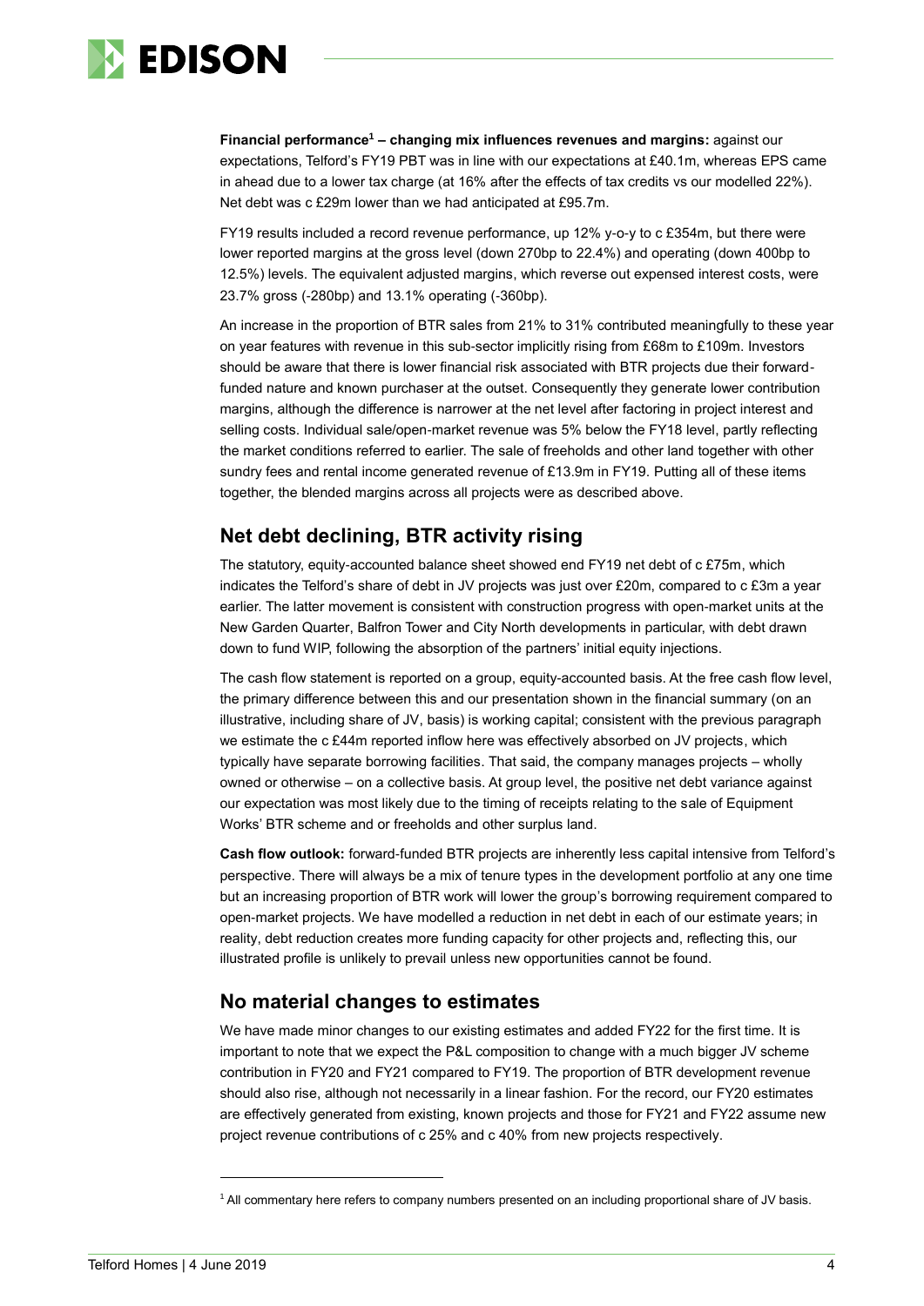**Financial performance[1] – changing mix influences revenues and margins:** against our expectations, Telford's FY19 PBT was in line with our expectations at £40.1m, whereas EPS came in ahead due to a lower tax charge (at 16% after the effects of tax credits vs our modelled 22%). Net debt was c £29m lower than we had anticipated at £95.7m.

FY19 results included a record revenue performance, up 12% y-o-y to c £354m, but there were lower reported margins at the gross level (down 270bp to 22.4%) and operating (down 400bp to 12.5%) levels. The equivalent adjusted margins, which reverse out expensed interest costs, were 23.7% gross (-280bp) and 13.1% operating (-360bp).

An increase in the proportion of BTR sales from 21% to 31% contributed meaningfully to these year on year features with revenue in this sub-sector implicitly rising from £68m to £109m. Investors should be aware that there is lower financial risk associated with BTR projects due their forward-funded nature and known purchaser at the outset. Consequently they generate lower contribution margins, although the difference is narrower at the net level after factoring in project interest and selling costs. Individual sale/open-market revenue was 5% below the FY18 level, partly reflecting the market conditions referred to earlier. The sale of freeholds and other land together with other sundry fees and rental income generated revenue of £13.9m in FY19. Putting all of these items together, the blended margins across all projects were as described above.

## Net debt declining, BTR activity rising

The statutory, equity-accounted balance sheet showed end FY19 net debt of c £75m, which indicates the Telford's share of debt in JV projects was just over £20m, compared to c £3m a year earlier. The latter movement is consistent with construction progress with open-market units at the New Garden Quarter, Balfron Tower and City North developments in particular, with debt drawn down to fund WIP, following the absorption of the partners' initial equity injections.

The cash flow statement is reported on a group, equity-accounted basis. At the free cash flow level, the primary difference between this and our presentation shown in the financial summary (on an illustrative, including share of JV, basis) is working capital; consistent with the previous paragraph we estimate the c £44m reported inflow here was effectively absorbed on JV projects, which typically have separate borrowing facilities. That said, the company manages projects – wholly owned or otherwise – on a collective basis. At group level, the positive net debt variance against our expectation was most likely due to the timing of receipts relating to the sale of Equipment Works' BTR scheme and or freeholds and other surplus land.

**Cash flow outlook:** forward-funded BTR projects are inherently less capital intensive from Telford's perspective. There will always be a mix of tenure types in the development portfolio at any one time but an increasing proportion of BTR work will lower the group's borrowing requirement compared to open-market projects. We have modelled a reduction in net debt in each of our estimate years; in reality, debt reduction creates more funding capacity for other projects and, reflecting this, our illustrated profile is unlikely to prevail unless new opportunities cannot be found.

## No material changes to estimates

We have made minor changes to our existing estimates and added FY22 for the first time. It is important to note that we expect the P&L composition to change with a much bigger JV scheme contribution in FY20 and FY21 compared to FY19. The proportion of BTR development revenue should also rise, although not necessarily in a linear fashion. For the record, our FY20 estimates are effectively generated from existing, known projects and those for FY21 and FY22 assume new project revenue contributions of c 25% and c 40% from new projects respectively.

[1] All commentary here refers to company numbers presented on an including proportional share of JV basis.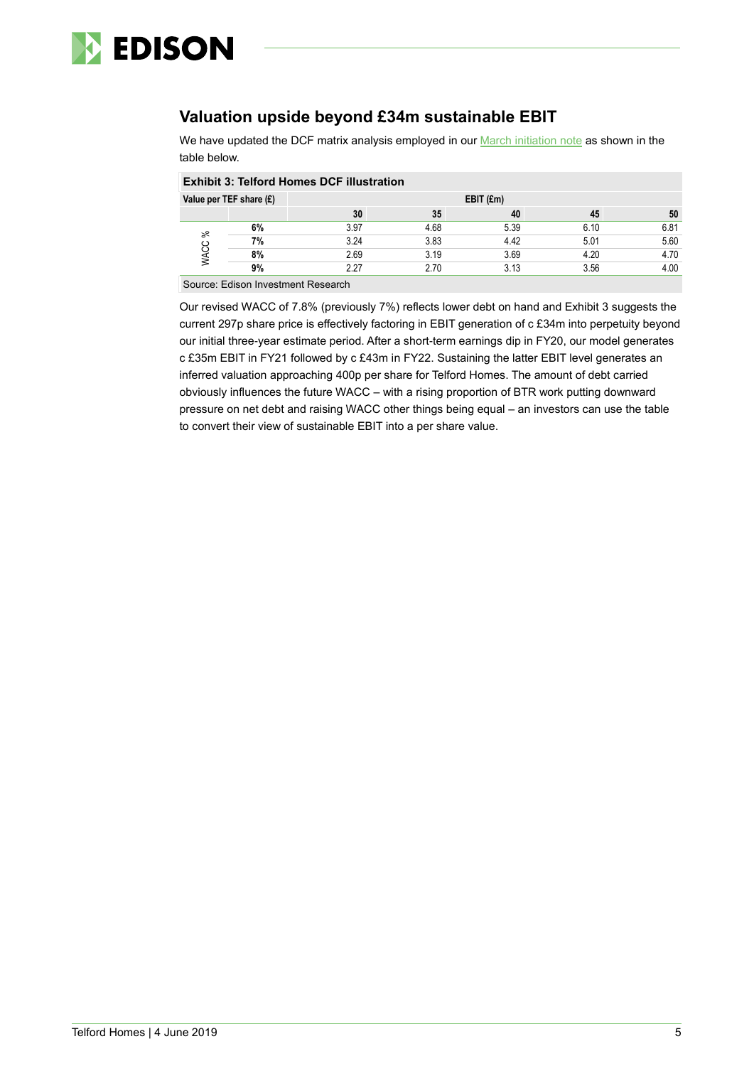## Valuation upside beyond £34m sustainable EBIT

We have updated the DCF matrix analysis employed in our March initiation note as shown in the table below.

**Exhibit 3: Telford Homes DCF illustration**

| Value per TEF share (£) | | EBIT (£m) | | | | |
|---|---|---|---|---|---|---|
| | | 30 | 35 | 40 | 45 | 50 |
| WACC % | 6% | 3.97 | 4.68 | 5.39 | 6.10 | 6.81 |
| | 7% | 3.24 | 3.83 | 4.42 | 5.01 | 5.60 |
| | 8% | 2.69 | 3.19 | 3.69 | 4.20 | 4.70 |
| | 9% | 2.27 | 2.70 | 3.13 | 3.56 | 4.00 |

Source: Edison Investment Research

Our revised WACC of 7.8% (previously 7%) reflects lower debt on hand and Exhibit 3 suggests the current 297p share price is effectively factoring in EBIT generation of c £34m into perpetuity beyond our initial three-year estimate period. After a short-term earnings dip in FY20, our model generates c £35m EBIT in FY21 followed by c £43m in FY22. Sustaining the latter EBIT level generates an inferred valuation approaching 400p per share for Telford Homes. The amount of debt carried obviously influences the future WACC – with a rising proportion of BTR work putting downward pressure on net debt and raising WACC other things being equal – an investors can use the table to convert their view of sustainable EBIT into a per share value.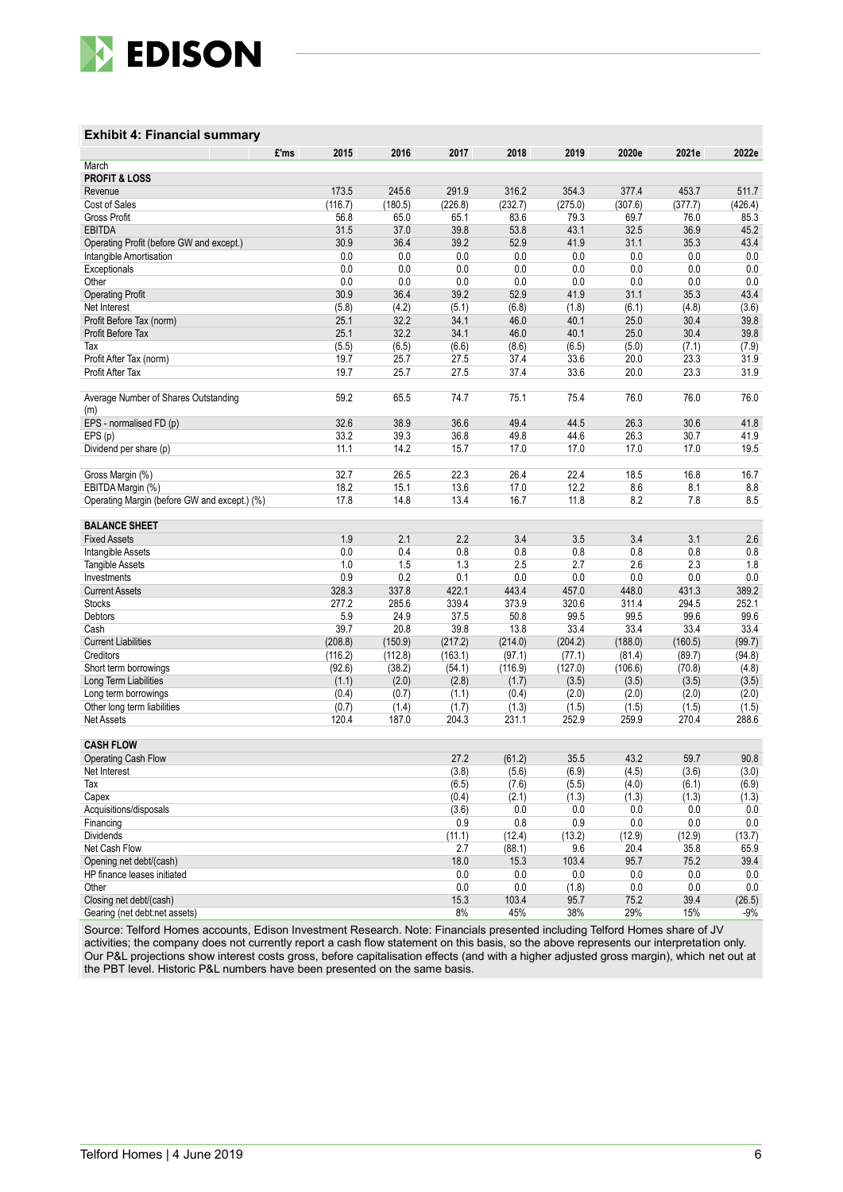**Exhibit 4: Financial summary**

| £'ms | 2015 | 2016 | 2017 | 2018 | 2019 | 2020e | 2021e | 2022e |
|---|---|---|---|---|---|---|---|---|
| March | | | | | | | | |
| **PROFIT & LOSS** | | | | | | | | |
| Revenue | 173.5 | 245.6 | 291.9 | 316.2 | 354.3 | 377.4 | 453.7 | 511.7 |
| Cost of Sales | (116.7) | (180.5) | (226.8) | (232.7) | (275.0) | (307.6) | (377.7) | (426.4) |
| Gross Profit | 56.8 | 65.0 | 65.1 | 83.6 | 79.3 | 69.7 | 76.0 | 85.3 |
| EBITDA | 31.5 | 37.0 | 39.8 | 53.8 | 43.1 | 32.5 | 36.9 | 45.2 |
| Operating Profit (before GW and except.) | 30.9 | 36.4 | 39.2 | 52.9 | 41.9 | 31.1 | 35.3 | 43.4 |
| Intangible Amortisation | 0.0 | 0.0 | 0.0 | 0.0 | 0.0 | 0.0 | 0.0 | 0.0 |
| Exceptionals | 0.0 | 0.0 | 0.0 | 0.0 | 0.0 | 0.0 | 0.0 | 0.0 |
| Other | 0.0 | 0.0 | 0.0 | 0.0 | 0.0 | 0.0 | 0.0 | 0.0 |
| Operating Profit | 30.9 | 36.4 | 39.2 | 52.9 | 41.9 | 31.1 | 35.3 | 43.4 |
| Net Interest | (5.8) | (4.2) | (5.1) | (6.8) | (1.8) | (6.1) | (4.8) | (3.6) |
| Profit Before Tax (norm) | 25.1 | 32.2 | 34.1 | 46.0 | 40.1 | 25.0 | 30.4 | 39.8 |
| Profit Before Tax | 25.1 | 32.2 | 34.1 | 46.0 | 40.1 | 25.0 | 30.4 | 39.8 |
| Tax | (5.5) | (6.5) | (6.6) | (8.6) | (6.5) | (5.0) | (7.1) | (7.9) |
| Profit After Tax (norm) | 19.7 | 25.7 | 27.5 | 37.4 | 33.6 | 20.0 | 23.3 | 31.9 |
| Profit After Tax | 19.7 | 25.7 | 27.5 | 37.4 | 33.6 | 20.0 | 23.3 | 31.9 |
| | | | | | | | | |
| Average Number of Shares Outstanding (m) | 59.2 | 65.5 | 74.7 | 75.1 | 75.4 | 76.0 | 76.0 | 76.0 |
| EPS - normalised FD (p) | 32.6 | 38.9 | 36.6 | 49.4 | 44.5 | 26.3 | 30.6 | 41.8 |
| EPS (p) | 33.2 | 39.3 | 36.8 | 49.8 | 44.6 | 26.3 | 30.7 | 41.9 |
| Dividend per share (p) | 11.1 | 14.2 | 15.7 | 17.0 | 17.0 | 17.0 | 17.0 | 19.5 |
| | | | | | | | | |
| Gross Margin (%) | 32.7 | 26.5 | 22.3 | 26.4 | 22.4 | 18.5 | 16.8 | 16.7 |
| EBITDA Margin (%) | 18.2 | 15.1 | 13.6 | 17.0 | 12.2 | 8.6 | 8.1 | 8.8 |
| Operating Margin (before GW and except.) (%) | 17.8 | 14.8 | 13.4 | 16.7 | 11.8 | 8.2 | 7.8 | 8.5 |
| | | | | | | | | |
| **BALANCE SHEET** | | | | | | | | |
| Fixed Assets | 1.9 | 2.1 | 2.2 | 3.4 | 3.5 | 3.4 | 3.1 | 2.6 |
| Intangible Assets | 0.0 | 0.4 | 0.8 | 0.8 | 0.8 | 0.8 | 0.8 | 0.8 |
| Tangible Assets | 1.0 | 1.5 | 1.3 | 2.5 | 2.7 | 2.6 | 2.3 | 1.8 |
| Investments | 0.9 | 0.2 | 0.1 | 0.0 | 0.0 | 0.0 | 0.0 | 0.0 |
| Current Assets | 328.3 | 337.8 | 422.1 | 443.4 | 457.0 | 448.0 | 431.3 | 389.2 |
| Stocks | 277.2 | 285.6 | 339.4 | 373.9 | 320.6 | 311.4 | 294.5 | 252.1 |
| Debtors | 5.9 | 24.9 | 37.5 | 50.8 | 99.5 | 99.5 | 99.6 | 99.6 |
| Cash | 39.7 | 20.8 | 39.8 | 13.8 | 33.4 | 33.4 | 33.4 | 33.4 |
| Current Liabilities | (208.8) | (150.9) | (217.2) | (214.0) | (204.2) | (188.0) | (160.5) | (99.7) |
| Creditors | (116.2) | (112.8) | (163.1) | (97.1) | (77.1) | (81.4) | (89.7) | (94.8) |
| Short term borrowings | (92.6) | (38.2) | (54.1) | (116.9) | (127.0) | (106.6) | (70.8) | (4.8) |
| Long Term Liabilities | (1.1) | (2.0) | (2.8) | (1.7) | (3.5) | (3.5) | (3.5) | (3.5) |
| Long term borrowings | (0.4) | (0.7) | (1.1) | (0.4) | (2.0) | (2.0) | (2.0) | (2.0) |
| Other long term liabilities | (0.7) | (1.4) | (1.7) | (1.3) | (1.5) | (1.5) | (1.5) | (1.5) |
| Net Assets | 120.4 | 187.0 | 204.3 | 231.1 | 252.9 | 259.9 | 270.4 | 288.6 |
| | | | | | | | | |
| **CASH FLOW** | | | | | | | | |
| Operating Cash Flow | | | 27.2 | (61.2) | 35.5 | 43.2 | 59.7 | 90.8 |
| Net Interest | | | (3.8) | (5.6) | (6.9) | (4.5) | (3.6) | (3.0) |
| Tax | | | (6.5) | (7.6) | (5.5) | (4.0) | (6.1) | (6.9) |
| Capex | | | (0.4) | (2.1) | (1.3) | (1.3) | (1.3) | (1.3) |
| Acquisitions/disposals | | | (3.6) | 0.0 | 0.0 | 0.0 | 0.0 | 0.0 |
| Financing | | | 0.9 | 0.8 | 0.9 | 0.0 | 0.0 | 0.0 |
| Dividends | | | (11.1) | (12.4) | (13.2) | (12.9) | (12.9) | (13.7) |
| Net Cash Flow | | | 2.7 | (88.1) | 9.6 | 20.4 | 35.8 | 65.9 |
| Opening net debt/(cash) | | | 18.0 | 15.3 | 103.4 | 95.7 | 75.2 | 39.4 |
| HP finance leases initiated | | | 0.0 | 0.0 | 0.0 | 0.0 | 0.0 | 0.0 |
| Other | | | 0.0 | 0.0 | (1.8) | 0.0 | 0.0 | 0.0 |
| Closing net debt/(cash) | | | 15.3 | 103.4 | 95.7 | 75.2 | 39.4 | (26.5) |
| Gearing (net debt:net assets) | | | 8% | 45% | 38% | 29% | 15% | -9% |

Source: Telford Homes accounts, Edison Investment Research. Note: Financials presented including Telford Homes share of JV activities; the company does not currently report a cash flow statement on this basis, so the above represents our interpretation only. Our P&L projections show interest costs gross, before capitalisation effects (and with a higher adjusted gross margin), which net out at the PBT level. Historic P&L numbers have been presented on the same basis.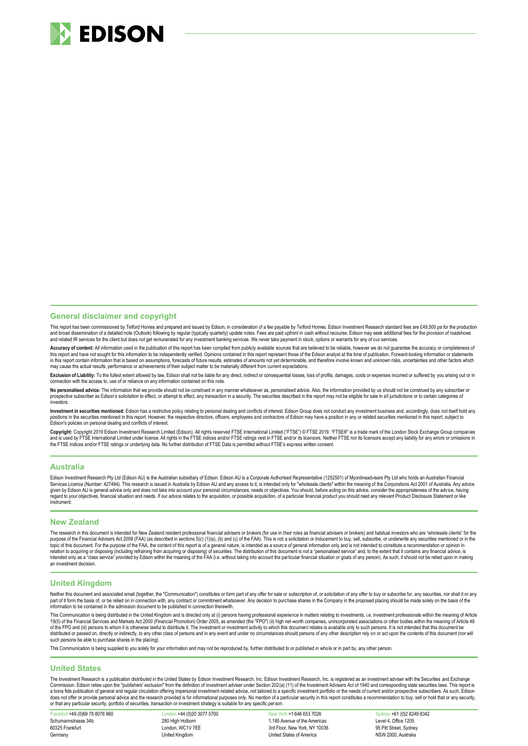## General disclaimer and copyright

This report has been commissioned by Telford Homes and prepared and issued by Edison, in consideration of a fee payable by Telford Homes. Edison Investment Research standard fees are £49,500 pa for the production and broad dissemination of a detailed note (Outlook) following by regular (typically quarterly) update notes. Fees are paid upfront in cash without recourse. Edison may seek additional fees for the provision of roadshows and related IR services for the client but does not get remunerated for any investment banking services. We never take payment in stock, options or warrants for any of our services.

**Accuracy of content:** All information used in the publication of this report has been compiled from publicly available sources that are believed to be reliable, however we do not guarantee the accuracy or completeness of this report and have not sought for this information to be independently verified. Opinions contained in this report represent those of the Edison analyst at the time of publication. Forward-looking information or statements in this report contain information that is based on assumptions, forecasts of future results, estimates of amounts not yet determinable, and therefore involve known and unknown risks, uncertainties and other factors which may cause the actual results, performance or achievements of their subject matter to be materially different from current expectations.

**Exclusion of Liability:** To the fullest extent allowed by law, Edison shall not be liable for any direct, indirect or consequential losses, loss of profits, damages, costs or expenses incurred or suffered by you arising out or in connection with the access to, use of or reliance on any information contained on this note.

**No personalised advice:** The information that we provide should not be construed in any manner whatsoever as, personalised advice. Also, the information provided by us should not be construed by any subscriber or prospective subscriber as Edison's solicitation to effect, or attempt to effect, any transaction in a security. The securities described in the report may not be eligible for sale in all jurisdictions or to certain categories of investors.

**Investment in securities mentioned:** Edison has a restrictive policy relating to personal dealing and conflicts of interest. Edison Group does not conduct any investment business and, accordingly, does not itself hold any positions in the securities mentioned in this report. However, the respective directors, officers, employees and contractors of Edison may have a position in any or related securities mentioned in this report, subject to Edison's policies on personal dealing and conflicts of interest.

**Copyright:** Copyright 2019 Edison Investment Research Limited (Edison). All rights reserved FTSE International Limited ("FTSE") © FTSE 2019. "FTSE®" is a trade mark of the London Stock Exchange Group companies and is used by FTSE International Limited under license. All rights in the FTSE indices and/or FTSE ratings vest in FTSE and/or its licensors. Neither FTSE nor its licensors accept any liability for any errors or omissions in the FTSE indices and/or FTSE ratings or underlying data. No further distribution of FTSE Data is permitted without FTSE's express written consent.

## Australia

Edison Investment Research Pty Ltd (Edison AU) is the Australian subsidiary of Edison. Edison AU is a Corporate Authorised Representative (1252501) of Myonlineadvisers Pty Ltd who holds an Australian Financial Services Licence (Number: 427484). This research is issued in Australia by Edison AU and any access to it, is intended only for "wholesale clients" within the meaning of the Corporations Act 2001 of Australia. Any advice given by Edison AU is general advice only and does not take into account your personal circumstances, needs or objectives. You should, before acting on this advice, consider the appropriateness of the advice, having regard to your objectives, financial situation and needs. If our advice relates to the acquisition, or possible acquisition, of a particular financial product you should read any relevant Product Disclosure Statement or like instrument.

## New Zealand

The research in this document is intended for New Zealand resident professional financial advisers or brokers (for use in their roles as financial advisers or brokers) and habitual investors who are "wholesale clients" for the purpose of the Financial Advisers Act 2008 (FAA) (as described in sections 5(c) (1)(a), (b) and (c) of the FAA). This is not a solicitation or inducement to buy, sell, subscribe, or underwrite any securities mentioned or in the topic of this document. For the purpose of the FAA, the content of this report is of a general nature, is intended as a source of general information only and is not intended to constitute a recommendation or opinion in relation to acquiring or disposing (including refraining from acquiring or disposing) of securities. The distribution of this document is not a "personalised service" and, to the extent that it contains any financial advice, is intended only as a "class service" provided by Edison within the meaning of the FAA (i.e. without taking into account the particular financial situation or goals of any person). As such, it should not be relied upon in making an investment decision.

## United Kingdom

Neither this document and associated email (together, the "Communication") constitutes or form part of any offer for sale or subscription of, or solicitation of any offer to buy or subscribe for, any securities, nor shall it or any part of it form the basis of, or be relied on in connection with, any contract or commitment whatsoever. Any decision to purchase shares in the Company in the proposed placing should be made solely on the basis of the information to be contained in the admission document to be published in connection therewith.

This Communication is being distributed in the United Kingdom and is directed only at (i) persons having professional experience in matters relating to investments, i.e. investment professionals within the meaning of Article 19(5) of the Financial Services and Markets Act 2000 (Financial Promotion) Order 2005, as amended (the "FPO") (ii) high net-worth companies, unincorporated associations or other bodies within the meaning of Article 49 of the FPO and (iii) persons to whom it is otherwise lawful to distribute it. The investment or investment activity to which this document relates is available only to such persons. It is not intended that this document be distributed or passed on, directly or indirectly, to any other class of persons and in any event and under no circumstances should persons of any other description rely on or act upon the contents of this document (nor will such persons be able to purchase shares in the placing).

This Communication is being supplied to you solely for your information and may not be reproduced by, further distributed to or published in whole or in part by, any other person.

## United States

The Investment Research is a publication distributed in the United States by Edison Investment Research, Inc. Edison Investment Research, Inc. is registered as an investment adviser with the Securities and Exchange Commission. Edison relies upon the "publishers' exclusion" from the definition of investment adviser under Section 202(a) (11) of the Investment Advisers Act of 1940 and corresponding state securities laws. This report is a bona fide publication of general and regular circulation offering impersonal investment-related advice, not tailored to a specific investment portfolio or the needs of current and/or prospective subscribers. As such, Edison does not offer or provide personal advice and the research provided is for informational purposes only. No mention of a particular security in this report constitutes a recommendation to buy, sell or hold that or any security, or that any particular security, portfolio of securities, transaction or investment strategy is suitable for any specific person.

Frankfurt +49 (0)69 78 8076 960
Schumannstrasse 34b
60325 Frankfurt
Germany

London +44 (0)20 3077 5700
280 High Holborn
London, WC1V 7EE
United Kingdom

New York +1 646 653 7026
1,185 Avenue of the Americas
3rd Floor, New York, NY 10036
United States of America

Sydney +61 (0)2 8249 8342
Level 4, Office 1205
95 Pitt Street, Sydney
NSW 2000, Australia